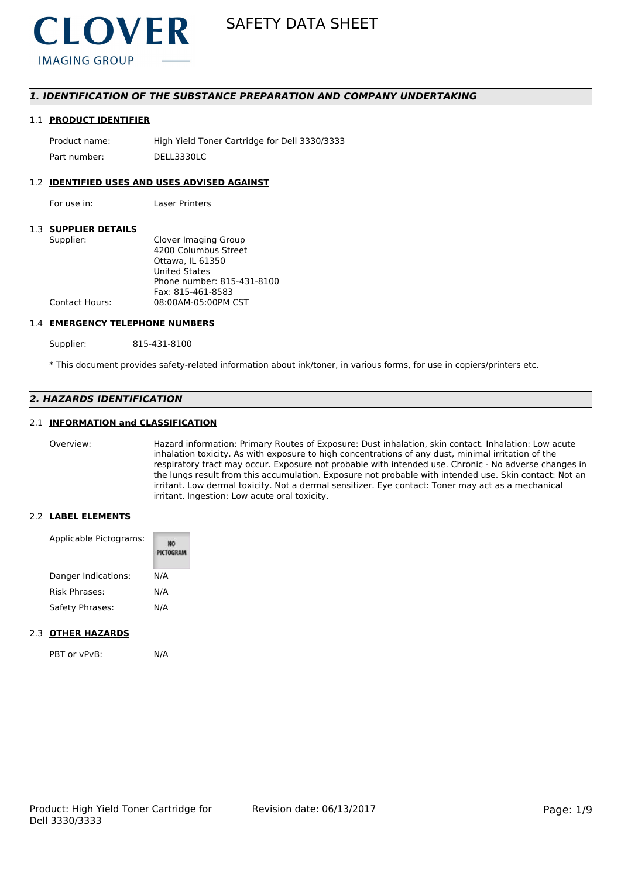CLOVER
IMAGING GROUP

# SAFETY DATA SHEET

## 1. IDENTIFICATION OF THE SUBSTANCE PREPARATION AND COMPANY UNDERTAKING

### 1.1 PRODUCT IDENTIFIER

| | |
|---|---|
| Product name: | High Yield Toner Cartridge for Dell 3330/3333 |
| Part number: | DELL3330LC |

### 1.2 IDENTIFIED USES AND USES ADVISED AGAINST

| | |
|---|---|
| For use in: | Laser Printers |

### 1.3 SUPPLIER DETAILS

| | |
|---|---|
| Supplier: | Clover Imaging Group<br>4200 Columbus Street<br>Ottawa, IL 61350<br>United States<br>Phone number: 815-431-8100<br>Fax: 815-461-8583 |
| Contact Hours: | 08:00AM-05:00PM CST |

### 1.4 EMERGENCY TELEPHONE NUMBERS

| | |
|---|---|
| Supplier: | 815-431-8100 |

* This document provides safety-related information about ink/toner, in various forms, for use in copiers/printers etc.

## 2. HAZARDS IDENTIFICATION

### 2.1 INFORMATION and CLASSIFICATION

| | |
|---|---|
| Overview: | Hazard information: Primary Routes of Exposure: Dust inhalation, skin contact. Inhalation: Low acute inhalation toxicity. As with exposure to high concentrations of any dust, minimal irritation of the respiratory tract may occur. Exposure not probable with intended use. Chronic - No adverse changes in the lungs result from this accumulation. Exposure not probable with intended use. Skin contact: Not an irritant. Low dermal toxicity. Not a dermal sensitizer. Eye contact: Toner may act as a mechanical irritant. Ingestion: Low acute oral toxicity. |

### 2.2 LABEL ELEMENTS

| | |
|---|---|
| Applicable Pictograms: | NO PICTOGRAM |
| Danger Indications: | N/A |
| Risk Phrases: | N/A |
| Safety Phrases: | N/A |

### 2.3 OTHER HAZARDS

| | |
|---|---|
| PBT or vPvB: | N/A |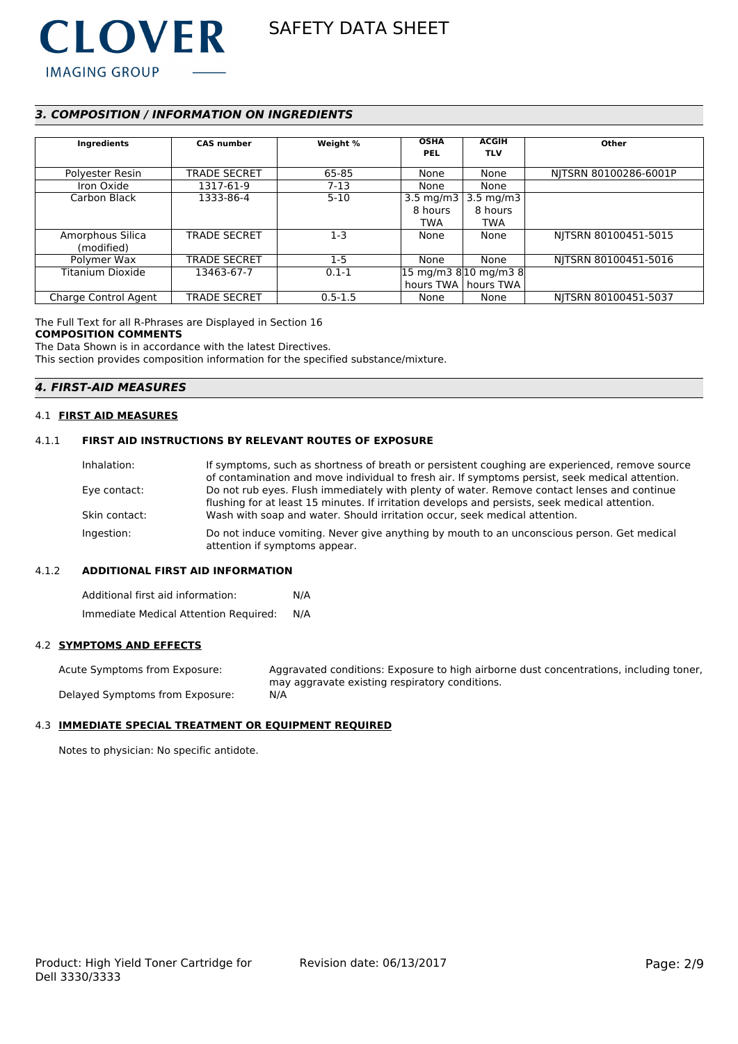## 3. COMPOSITION / INFORMATION ON INGREDIENTS

| Ingredients | CAS number | Weight % | OSHA PEL | ACGIH TLV | Other |
|---|---|---|---|---|---|
| Polyester Resin | TRADE SECRET | 65-85 | None | None | NJTSRN 80100286-6001P |
| Iron Oxide | 1317-61-9 | 7-13 | None | None | |
| Carbon Black | 1333-86-4 | 5-10 | 3.5 mg/m3 8 hours TWA | 3.5 mg/m3 8 hours TWA | |
| Amorphous Silica (modified) | TRADE SECRET | 1-3 | None | None | NJTSRN 80100451-5015 |
| Polymer Wax | TRADE SECRET | 1-5 | None | None | NJTSRN 80100451-5016 |
| Titanium Dioxide | 13463-67-7 | 0.1-1 | 15 mg/m3 8 hours TWA | 10 mg/m3 8 hours TWA | |
| Charge Control Agent | TRADE SECRET | 0.5-1.5 | None | None | NJTSRN 80100451-5037 |

The Full Text for all R-Phrases are Displayed in Section 16

**COMPOSITION COMMENTS**

The Data Shown is in accordance with the latest Directives.

This section provides composition information for the specified substance/mixture.

## 4. FIRST-AID MEASURES

### 4.1 FIRST AID MEASURES

#### 4.1.1 FIRST AID INSTRUCTIONS BY RELEVANT ROUTES OF EXPOSURE

Inhalation: If symptoms, such as shortness of breath or persistent coughing are experienced, remove source of contamination and move individual to fresh air. If symptoms persist, seek medical attention.

Eye contact: Do not rub eyes. Flush immediately with plenty of water. Remove contact lenses and continue flushing for at least 15 minutes. If irritation develops and persists, seek medical attention.

Skin contact: Wash with soap and water. Should irritation occur, seek medical attention.

Ingestion: Do not induce vomiting. Never give anything by mouth to an unconscious person. Get medical attention if symptoms appear.

#### 4.1.2 ADDITIONAL FIRST AID INFORMATION

Additional first aid information: N/A

Immediate Medical Attention Required: N/A

### 4.2 SYMPTOMS AND EFFECTS

Acute Symptoms from Exposure: Aggravated conditions: Exposure to high airborne dust concentrations, including toner, may aggravate existing respiratory conditions.

Delayed Symptoms from Exposure: N/A

### 4.3 IMMEDIATE SPECIAL TREATMENT OR EQUIPMENT REQUIRED

Notes to physician: No specific antidote.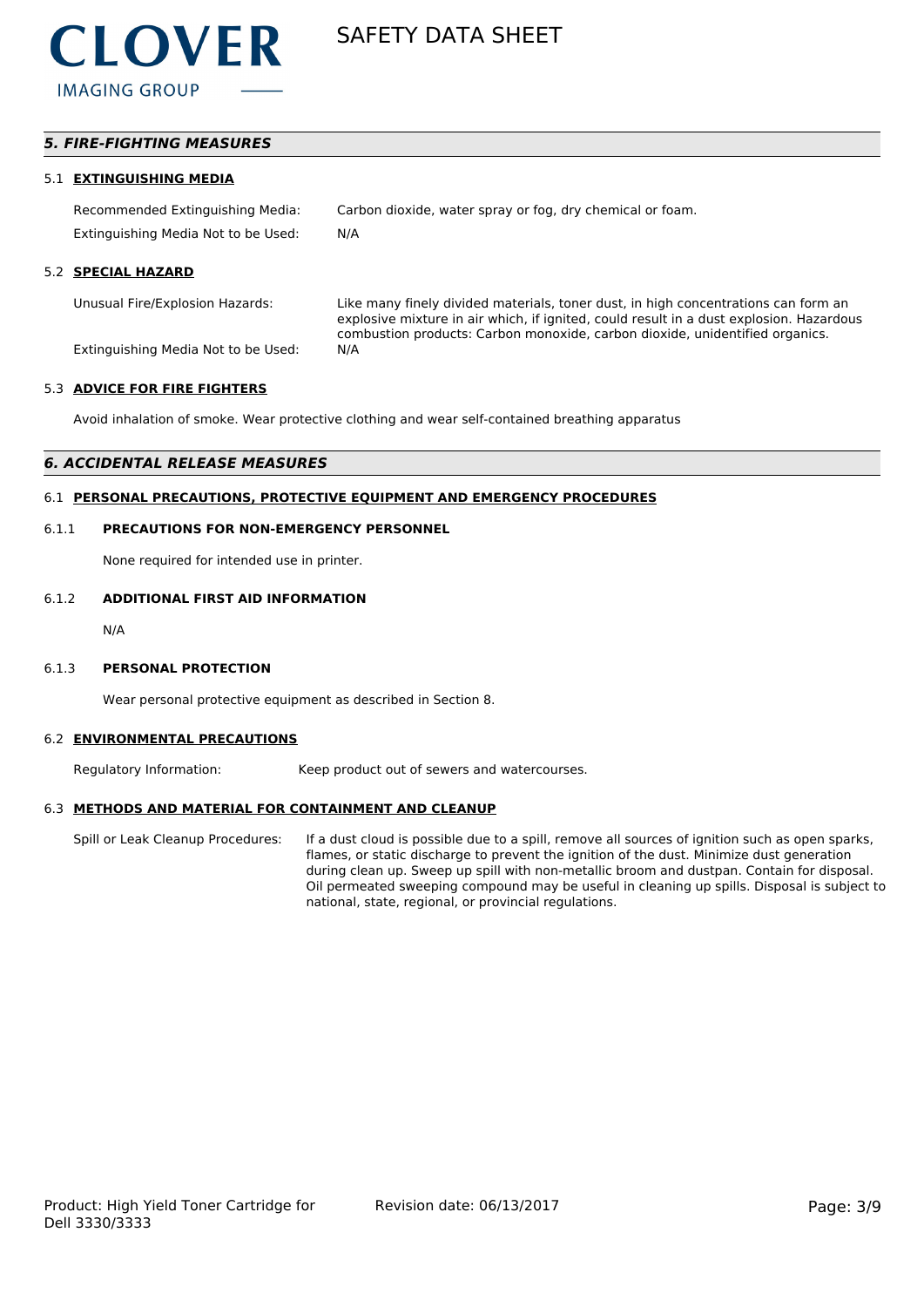## *5. FIRE-FIGHTING MEASURES*

### 5.1 EXTINGUISHING MEDIA

Recommended Extinguishing Media: Carbon dioxide, water spray or fog, dry chemical or foam.

Extinguishing Media Not to be Used: N/A

### 5.2 SPECIAL HAZARD

Unusual Fire/Explosion Hazards: Like many finely divided materials, toner dust, in high concentrations can form an explosive mixture in air which, if ignited, could result in a dust explosion. Hazardous combustion products: Carbon monoxide, carbon dioxide, unidentified organics.

Extinguishing Media Not to be Used: N/A

### 5.3 ADVICE FOR FIRE FIGHTERS

Avoid inhalation of smoke. Wear protective clothing and wear self-contained breathing apparatus

## *6. ACCIDENTAL RELEASE MEASURES*

### 6.1 PERSONAL PRECAUTIONS, PROTECTIVE EQUIPMENT AND EMERGENCY PROCEDURES

#### 6.1.1 PRECAUTIONS FOR NON-EMERGENCY PERSONNEL

None required for intended use in printer.

#### 6.1.2 ADDITIONAL FIRST AID INFORMATION

N/A

#### 6.1.3 PERSONAL PROTECTION

Wear personal protective equipment as described in Section 8.

### 6.2 ENVIRONMENTAL PRECAUTIONS

Regulatory Information: Keep product out of sewers and watercourses.

### 6.3 METHODS AND MATERIAL FOR CONTAINMENT AND CLEANUP

Spill or Leak Cleanup Procedures: If a dust cloud is possible due to a spill, remove all sources of ignition such as open sparks, flames, or static discharge to prevent the ignition of the dust. Minimize dust generation during clean up. Sweep up spill with non-metallic broom and dustpan. Contain for disposal. Oil permeated sweeping compound may be useful in cleaning up spills. Disposal is subject to national, state, regional, or provincial regulations.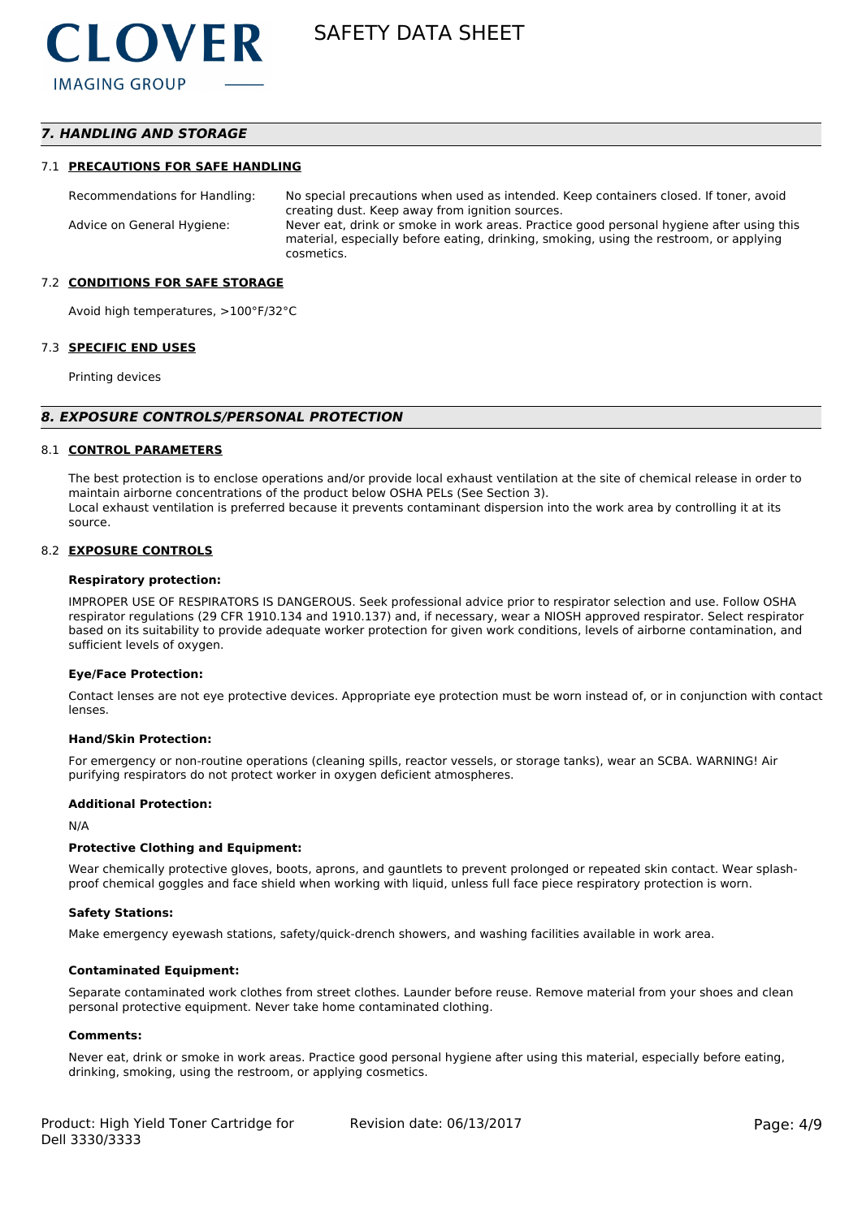## 7. HANDLING AND STORAGE

### 7.1 PRECAUTIONS FOR SAFE HANDLING

| | |
|---|---|
| Recommendations for Handling: | No special precautions when used as intended. Keep containers closed. If toner, avoid creating dust. Keep away from ignition sources. |
| Advice on General Hygiene: | Never eat, drink or smoke in work areas. Practice good personal hygiene after using this material, especially before eating, drinking, smoking, using the restroom, or applying cosmetics. |

### 7.2 CONDITIONS FOR SAFE STORAGE

Avoid high temperatures, >100°F/32°C

### 7.3 SPECIFIC END USES

Printing devices

## 8. EXPOSURE CONTROLS/PERSONAL PROTECTION

### 8.1 CONTROL PARAMETERS

The best protection is to enclose operations and/or provide local exhaust ventilation at the site of chemical release in order to maintain airborne concentrations of the product below OSHA PELs (See Section 3).
Local exhaust ventilation is preferred because it prevents contaminant dispersion into the work area by controlling it at its source.

### 8.2 EXPOSURE CONTROLS

**Respiratory protection:**

IMPROPER USE OF RESPIRATORS IS DANGEROUS. Seek professional advice prior to respirator selection and use. Follow OSHA respirator regulations (29 CFR 1910.134 and 1910.137) and, if necessary, wear a NIOSH approved respirator. Select respirator based on its suitability to provide adequate worker protection for given work conditions, levels of airborne contamination, and sufficient levels of oxygen.

**Eye/Face Protection:**

Contact lenses are not eye protective devices. Appropriate eye protection must be worn instead of, or in conjunction with contact lenses.

**Hand/Skin Protection:**

For emergency or non-routine operations (cleaning spills, reactor vessels, or storage tanks), wear an SCBA. WARNING! Air purifying respirators do not protect worker in oxygen deficient atmospheres.

**Additional Protection:**

N/A

**Protective Clothing and Equipment:**

Wear chemically protective gloves, boots, aprons, and gauntlets to prevent prolonged or repeated skin contact. Wear splash-proof chemical goggles and face shield when working with liquid, unless full face piece respiratory protection is worn.

**Safety Stations:**

Make emergency eyewash stations, safety/quick-drench showers, and washing facilities available in work area.

**Contaminated Equipment:**

Separate contaminated work clothes from street clothes. Launder before reuse. Remove material from your shoes and clean personal protective equipment. Never take home contaminated clothing.

**Comments:**

Never eat, drink or smoke in work areas. Practice good personal hygiene after using this material, especially before eating, drinking, smoking, using the restroom, or applying cosmetics.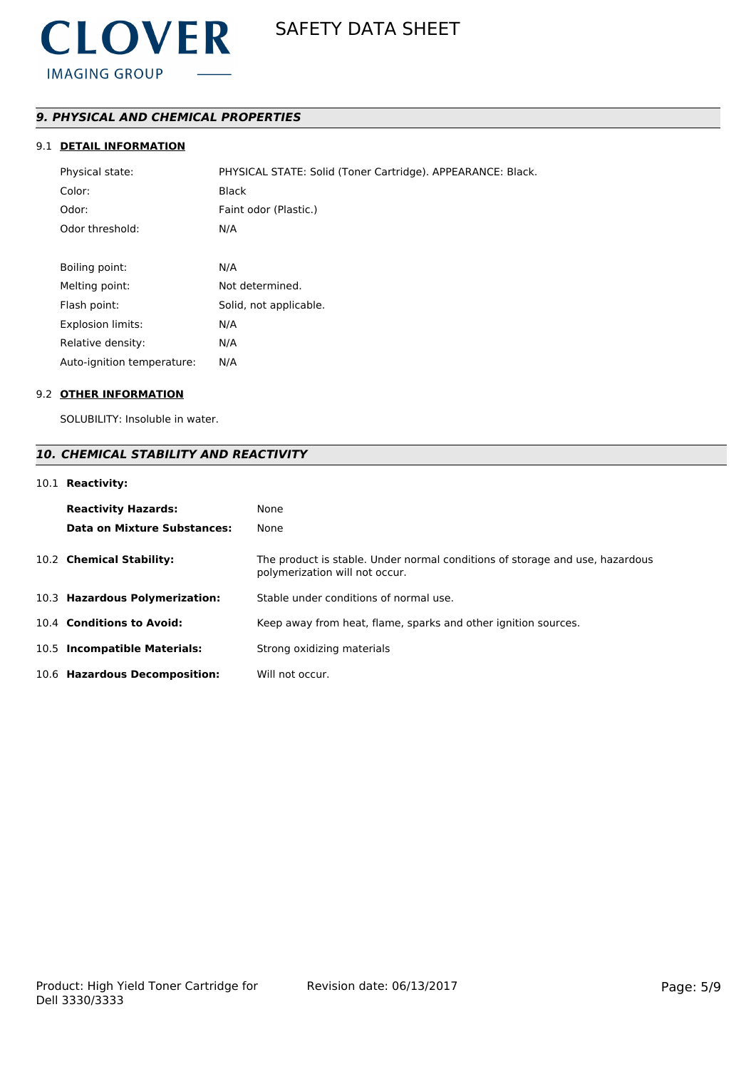## *9. PHYSICAL AND CHEMICAL PROPERTIES*

### 9.1 DETAIL INFORMATION

| | |
|---|---|
| Physical state: | PHYSICAL STATE: Solid (Toner Cartridge). APPEARANCE: Black. |
| Color: | Black |
| Odor: | Faint odor (Plastic.) |
| Odor threshold: | N/A |
| Boiling point: | N/A |
| Melting point: | Not determined. |
| Flash point: | Solid, not applicable. |
| Explosion limits: | N/A |
| Relative density: | N/A |
| Auto-ignition temperature: | N/A |

### 9.2 OTHER INFORMATION

SOLUBILITY: Insoluble in water.

## *10. CHEMICAL STABILITY AND REACTIVITY*

### 10.1 Reactivity:

| | |
|---|---|
| **Reactivity Hazards:** | None |
| **Data on Mixture Substances:** | None |

| | |
|---|---|
| 10.2 **Chemical Stability:** | The product is stable. Under normal conditions of storage and use, hazardous polymerization will not occur. |
| 10.3 **Hazardous Polymerization:** | Stable under conditions of normal use. |
| 10.4 **Conditions to Avoid:** | Keep away from heat, flame, sparks and other ignition sources. |
| 10.5 **Incompatible Materials:** | Strong oxidizing materials |
| 10.6 **Hazardous Decomposition:** | Will not occur. |

Product: High Yield Toner Cartridge for Dell 3330/3333

Revision date: 06/13/2017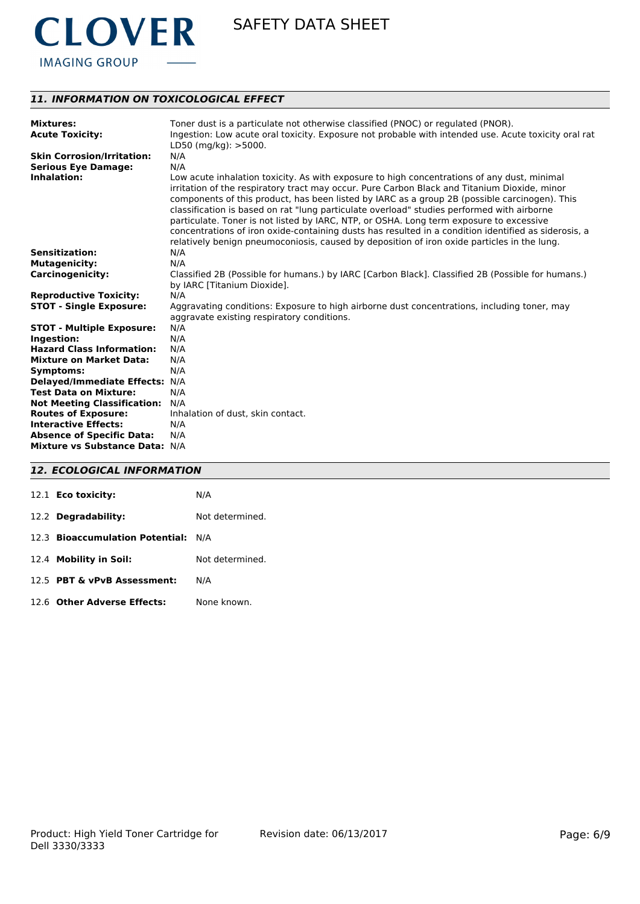## *11. INFORMATION ON TOXICOLOGICAL EFFECT*

| | |
|---|---|
| **Mixtures:** | Toner dust is a particulate not otherwise classified (PNOC) or regulated (PNOR). |
| **Acute Toxicity:** | Ingestion: Low acute oral toxicity. Exposure not probable with intended use. Acute toxicity oral rat LD50 (mg/kg): >5000. |
| **Skin Corrosion/Irritation:** | N/A |
| **Serious Eye Damage:** | N/A |
| **Inhalation:** | Low acute inhalation toxicity. As with exposure to high concentrations of any dust, minimal irritation of the respiratory tract may occur. Pure Carbon Black and Titanium Dioxide, minor components of this product, has been listed by IARC as a group 2B (possible carcinogen). This classification is based on rat "lung particulate overload" studies performed with airborne particulate. Toner is not listed by IARC, NTP, or OSHA. Long term exposure to excessive concentrations of iron oxide-containing dusts has resulted in a condition identified as siderosis, a relatively benign pneumoconiosis, caused by deposition of iron oxide particles in the lung. |
| **Sensitization:** | N/A |
| **Mutagenicity:** | N/A |
| **Carcinogenicity:** | Classified 2B (Possible for humans.) by IARC [Carbon Black]. Classified 2B (Possible for humans.) by IARC [Titanium Dioxide]. |
| **Reproductive Toxicity:** | N/A |
| **STOT - Single Exposure:** | Aggravating conditions: Exposure to high airborne dust concentrations, including toner, may aggravate existing respiratory conditions. |
| **STOT - Multiple Exposure:** | N/A |
| **Ingestion:** | N/A |
| **Hazard Class Information:** | N/A |
| **Mixture on Market Data:** | N/A |
| **Symptoms:** | N/A |
| **Delayed/Immediate Effects:** | N/A |
| **Test Data on Mixture:** | N/A |
| **Not Meeting Classification:** | N/A |
| **Routes of Exposure:** | Inhalation of dust, skin contact. |
| **Interactive Effects:** | N/A |
| **Absence of Specific Data:** | N/A |
| **Mixture vs Substance Data:** | N/A |

## *12. ECOLOGICAL INFORMATION*

| | |
|---|---|
| 12.1 **Eco toxicity:** | N/A |
| 12.2 **Degradability:** | Not determined. |
| 12.3 **Bioaccumulation Potential:** | N/A |
| 12.4 **Mobility in Soil:** | Not determined. |
| 12.5 **PBT & vPvB Assessment:** | N/A |
| 12.6 **Other Adverse Effects:** | None known. |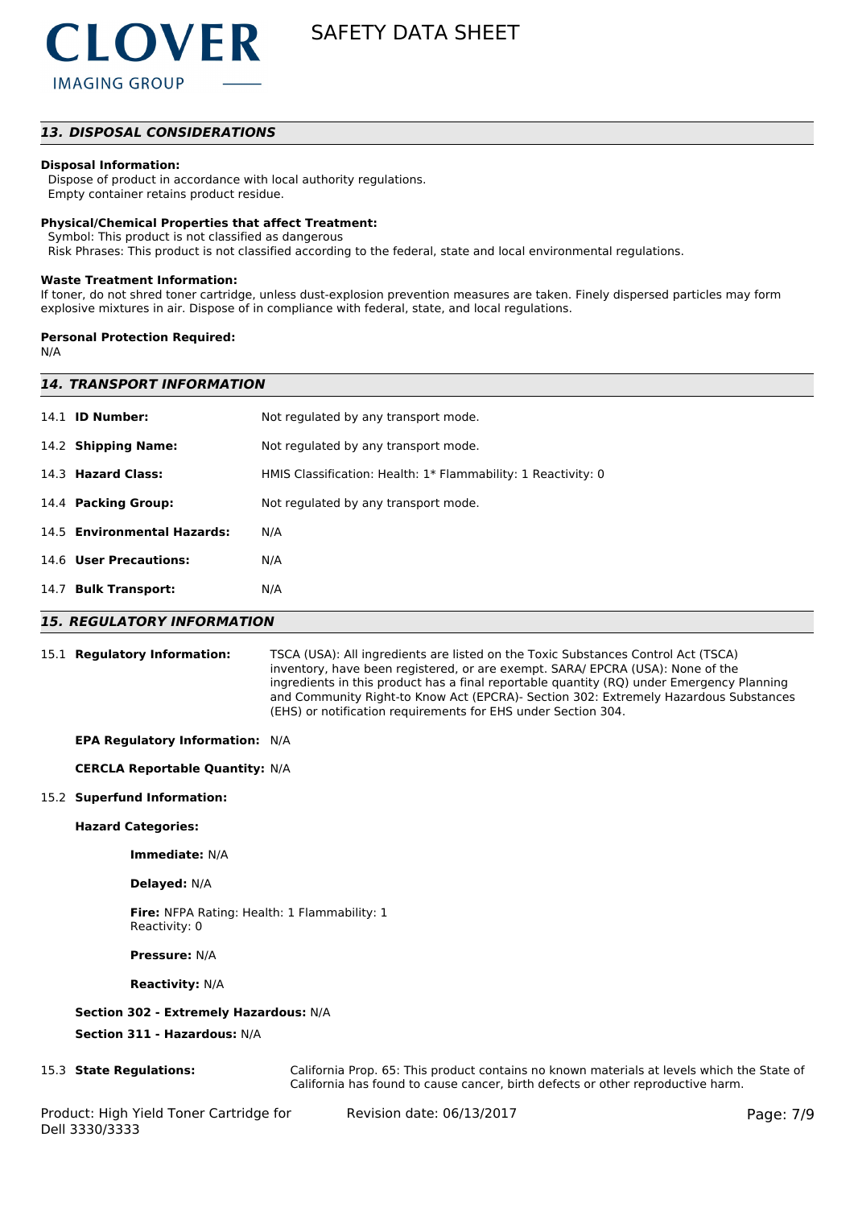## *13. DISPOSAL CONSIDERATIONS*

**Disposal Information:**
Dispose of product in accordance with local authority regulations.
Empty container retains product residue.

**Physical/Chemical Properties that affect Treatment:**
Symbol: This product is not classified as dangerous
Risk Phrases: This product is not classified according to the federal, state and local environmental regulations.

**Waste Treatment Information:**
If toner, do not shred toner cartridge, unless dust-explosion prevention measures are taken. Finely dispersed particles may form explosive mixtures in air. Dispose of in compliance with federal, state, and local regulations.

**Personal Protection Required:**
N/A

## *14. TRANSPORT INFORMATION*

14.1 **ID Number:** Not regulated by any transport mode.

14.2 **Shipping Name:** Not regulated by any transport mode.

14.3 **Hazard Class:** HMIS Classification: Health: 1* Flammability: 1 Reactivity: 0

14.4 **Packing Group:** Not regulated by any transport mode.

14.5 **Environmental Hazards:** N/A

14.6 **User Precautions:** N/A

14.7 **Bulk Transport:** N/A

## *15. REGULATORY INFORMATION*

15.1 **Regulatory Information:** TSCA (USA): All ingredients are listed on the Toxic Substances Control Act (TSCA) inventory, have been registered, or are exempt. SARA/ EPCRA (USA): None of the ingredients in this product has a final reportable quantity (RQ) under Emergency Planning and Community Right-to Know Act (EPCRA)- Section 302: Extremely Hazardous Substances (EHS) or notification requirements for EHS under Section 304.

**EPA Regulatory Information:** N/A

**CERCLA Reportable Quantity:** N/A

15.2 **Superfund Information:**

**Hazard Categories:**

**Immediate:** N/A

**Delayed:** N/A

**Fire:** NFPA Rating: Health: 1 Flammability: 1 Reactivity: 0

**Pressure:** N/A

**Reactivity:** N/A

**Section 302 - Extremely Hazardous:** N/A

**Section 311 - Hazardous:** N/A

15.3 **State Regulations:** California Prop. 65: This product contains no known materials at levels which the State of California has found to cause cancer, birth defects or other reproductive harm.

Product: High Yield Toner Cartridge for Dell 3330/3333 Revision date: 06/13/2017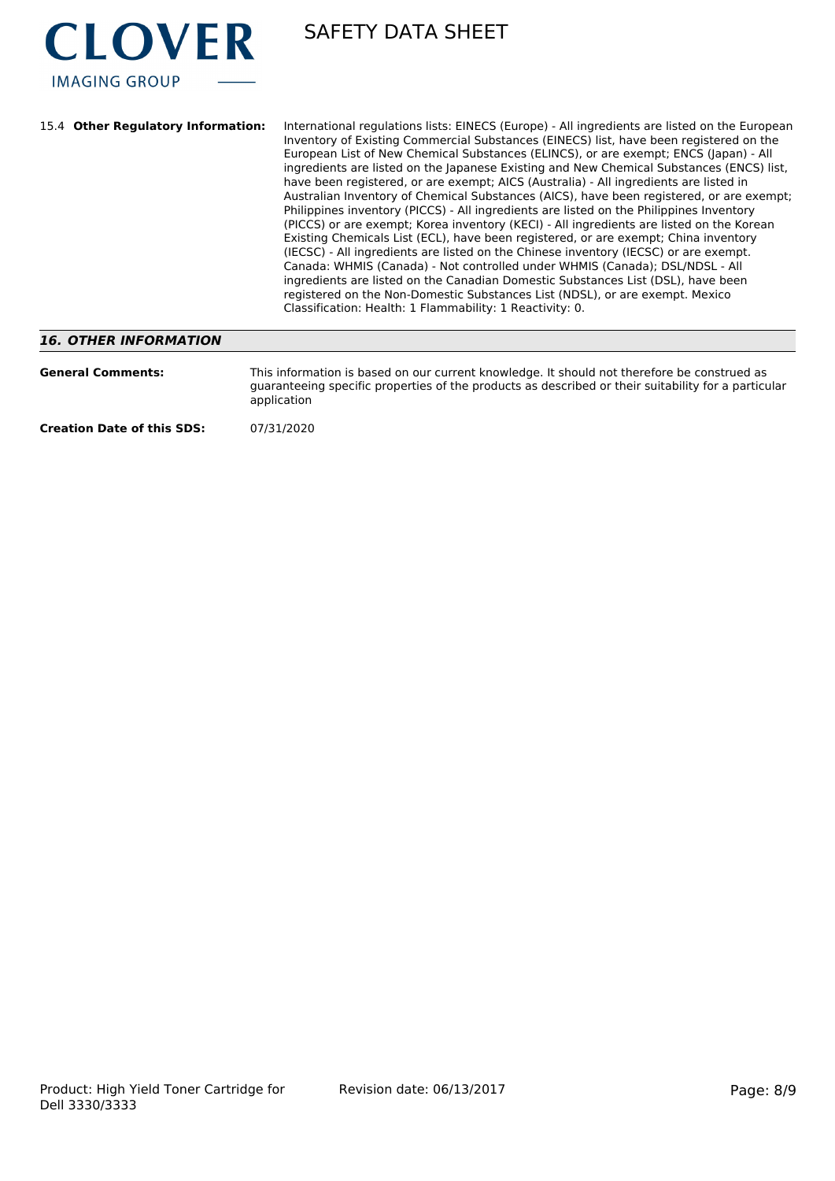15.4 **Other Regulatory Information:** International regulations lists: EINECS (Europe) - All ingredients are listed on the European Inventory of Existing Commercial Substances (EINECS) list, have been registered on the European List of New Chemical Substances (ELINCS), or are exempt; ENCS (Japan) - All ingredients are listed on the Japanese Existing and New Chemical Substances (ENCS) list, have been registered, or are exempt; AICS (Australia) - All ingredients are listed in Australian Inventory of Chemical Substances (AICS), have been registered, or are exempt; Philippines inventory (PICCS) - All ingredients are listed on the Philippines Inventory (PICCS) or are exempt; Korea inventory (KECI) - All ingredients are listed on the Korean Existing Chemicals List (ECL), have been registered, or are exempt; China inventory (IECSC) - All ingredients are listed on the Chinese inventory (IECSC) or are exempt. Canada: WHMIS (Canada) - Not controlled under WHMIS (Canada); DSL/NDSL - All ingredients are listed on the Canadian Domestic Substances List (DSL), have been registered on the Non-Domestic Substances List (NDSL), or are exempt. Mexico Classification: Health: 1 Flammability: 1 Reactivity: 0.

## *16. OTHER INFORMATION*

**General Comments:** This information is based on our current knowledge. It should not therefore be construed as guaranteeing specific properties of the products as described or their suitability for a particular application

**Creation Date of this SDS:** 07/31/2020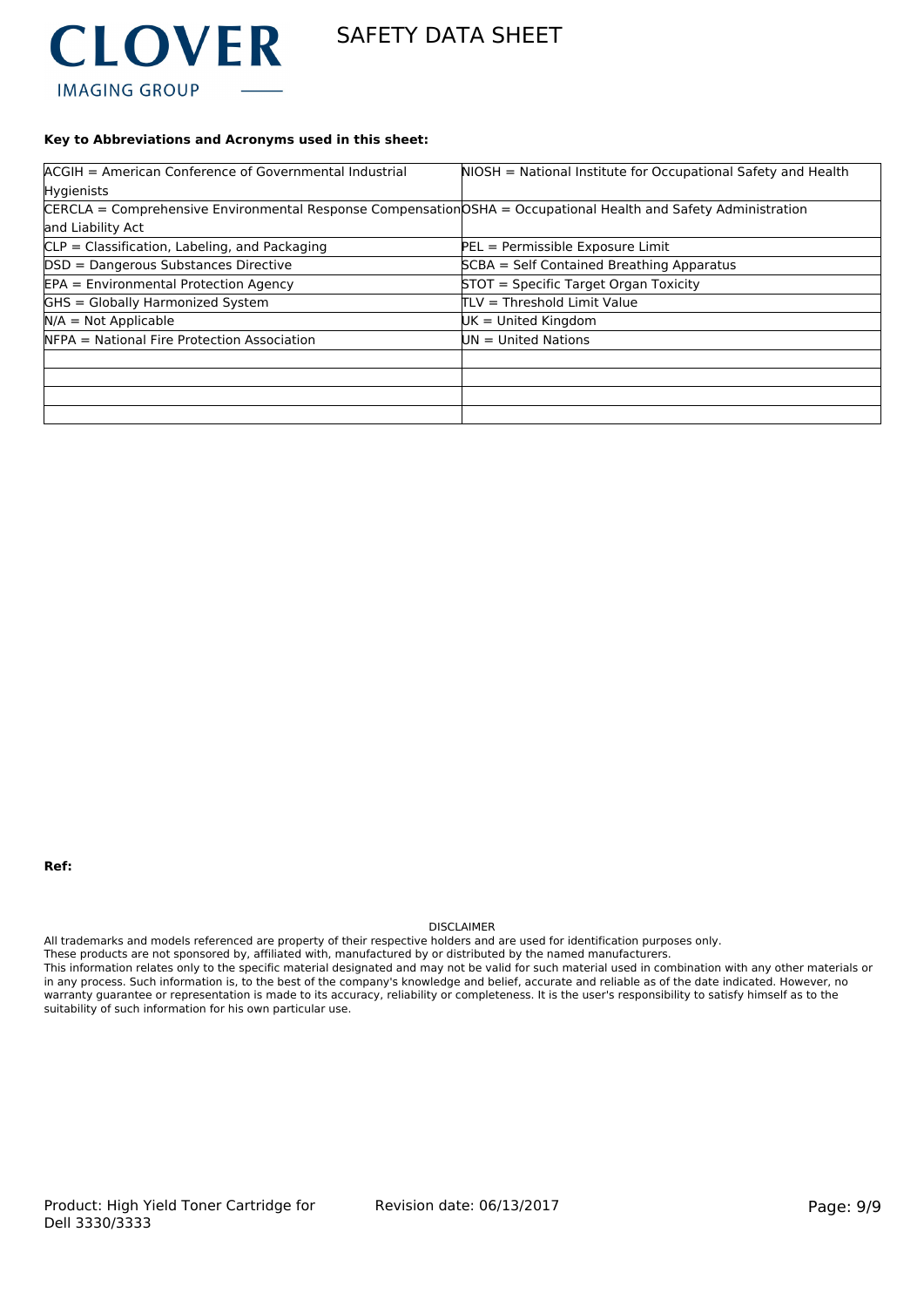**Key to Abbreviations and Acronyms used in this sheet:**

| | |
|---|---|
| ACGIH = American Conference of Governmental Industrial Hygienists | NIOSH = National Institute for Occupational Safety and Health |
| CERCLA = Comprehensive Environmental Response Compensation and Liability Act | OSHA = Occupational Health and Safety Administration |
| CLP = Classification, Labeling, and Packaging | PEL = Permissible Exposure Limit |
| DSD = Dangerous Substances Directive | SCBA = Self Contained Breathing Apparatus |
| EPA = Environmental Protection Agency | STOT = Specific Target Organ Toxicity |
| GHS = Globally Harmonized System | TLV = Threshold Limit Value |
| N/A = Not Applicable | UK = United Kingdom |
| NFPA = National Fire Protection Association | UN = United Nations |
| | |
| | |
| | |
| | |

**Ref:**

DISCLAIMER

All trademarks and models referenced are property of their respective holders and are used for identification purposes only.
These products are not sponsored by, affiliated with, manufactured by or distributed by the named manufacturers.
This information relates only to the specific material designated and may not be valid for such material used in combination with any other materials or in any process. Such information is, to the best of the company's knowledge and belief, accurate and reliable as of the date indicated. However, no warranty guarantee or representation is made to its accuracy, reliability or completeness. It is the user's responsibility to satisfy himself as to the suitability of such information for his own particular use.